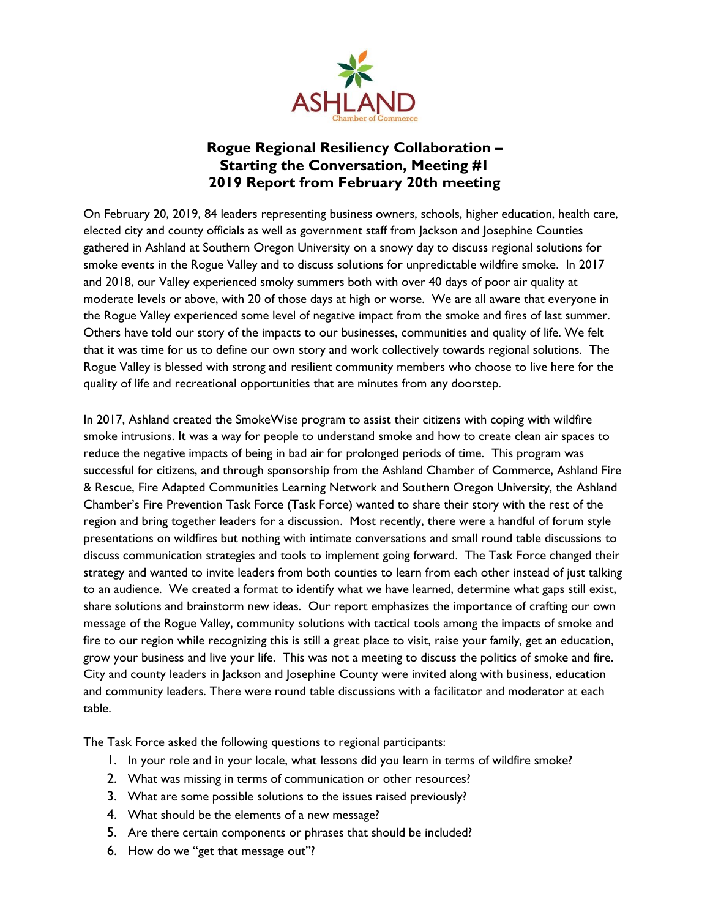ASHLAND
Chamber of Commerce

# Rogue Regional Resiliency Collaboration – Starting the Conversation, Meeting #1
## 2019 Report from February 20th meeting

On February 20, 2019, 84 leaders representing business owners, schools, higher education, health care, elected city and county officials as well as government staff from Jackson and Josephine Counties gathered in Ashland at Southern Oregon University on a snowy day to discuss regional solutions for smoke events in the Rogue Valley and to discuss solutions for unpredictable wildfire smoke. In 2017 and 2018, our Valley experienced smoky summers both with over 40 days of poor air quality at moderate levels or above, with 20 of those days at high or worse. We are all aware that everyone in the Rogue Valley experienced some level of negative impact from the smoke and fires of last summer. Others have told our story of the impacts to our businesses, communities and quality of life. We felt that it was time for us to define our own story and work collectively towards regional solutions. The Rogue Valley is blessed with strong and resilient community members who choose to live here for the quality of life and recreational opportunities that are minutes from any doorstep.

In 2017, Ashland created the SmokeWise program to assist their citizens with coping with wildfire smoke intrusions. It was a way for people to understand smoke and how to create clean air spaces to reduce the negative impacts of being in bad air for prolonged periods of time. This program was successful for citizens, and through sponsorship from the Ashland Chamber of Commerce, Ashland Fire & Rescue, Fire Adapted Communities Learning Network and Southern Oregon University, the Ashland Chamber's Fire Prevention Task Force (Task Force) wanted to share their story with the rest of the region and bring together leaders for a discussion. Most recently, there were a handful of forum style presentations on wildfires but nothing with intimate conversations and small round table discussions to discuss communication strategies and tools to implement going forward. The Task Force changed their strategy and wanted to invite leaders from both counties to learn from each other instead of just talking to an audience. We created a format to identify what we have learned, determine what gaps still exist, share solutions and brainstorm new ideas. Our report emphasizes the importance of crafting our own message of the Rogue Valley, community solutions with tactical tools among the impacts of smoke and fire to our region while recognizing this is still a great place to visit, raise your family, get an education, grow your business and live your life. This was not a meeting to discuss the politics of smoke and fire. City and county leaders in Jackson and Josephine County were invited along with business, education and community leaders. There were round table discussions with a facilitator and moderator at each table.

The Task Force asked the following questions to regional participants:

1. In your role and in your locale, what lessons did you learn in terms of wildfire smoke?
2. What was missing in terms of communication or other resources?
3. What are some possible solutions to the issues raised previously?
4. What should be the elements of a new message?
5. Are there certain components or phrases that should be included?
6. How do we "get that message out"?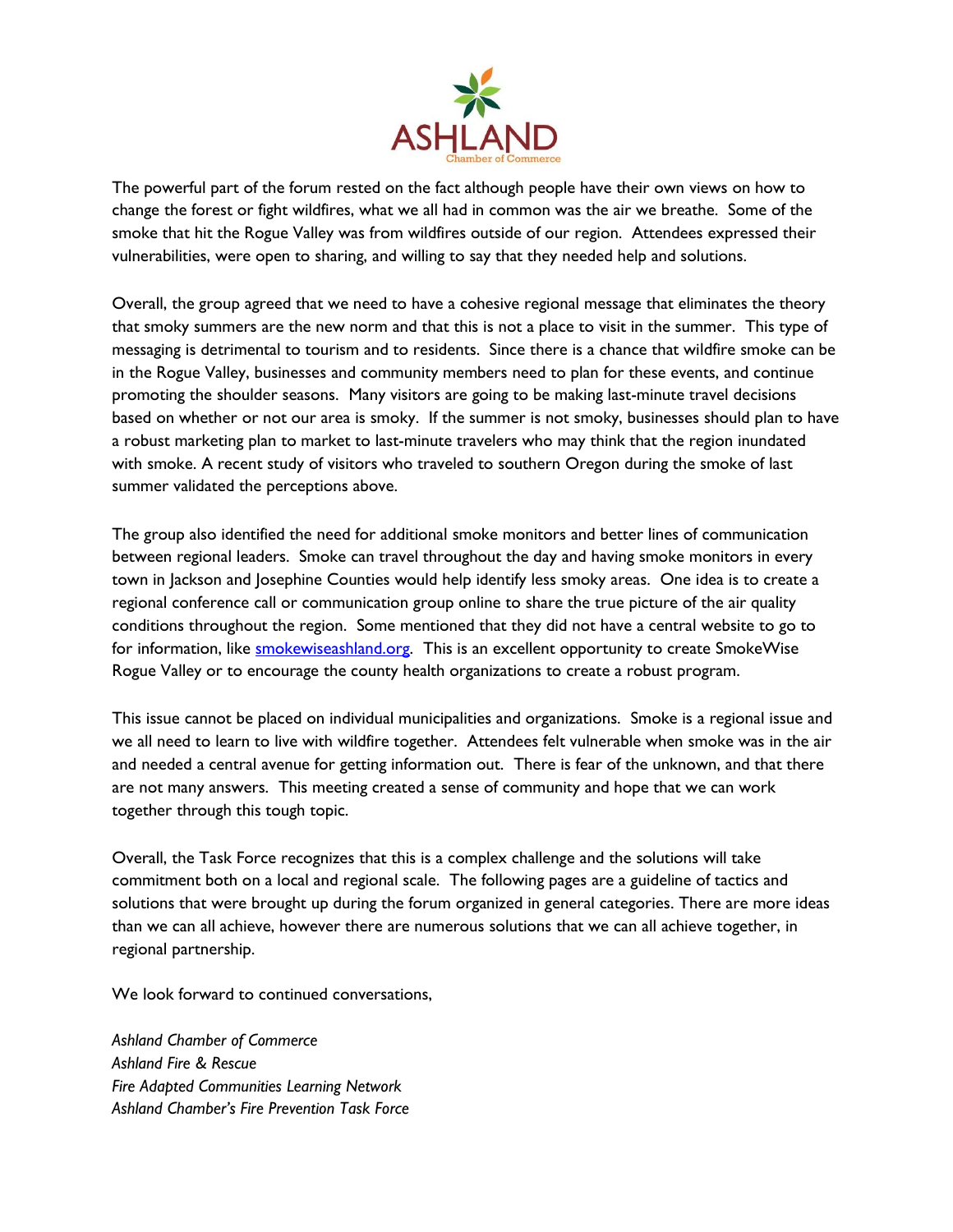The powerful part of the forum rested on the fact although people have their own views on how to change the forest or fight wildfires, what we all had in common was the air we breathe. Some of the smoke that hit the Rogue Valley was from wildfires outside of our region. Attendees expressed their vulnerabilities, were open to sharing, and willing to say that they needed help and solutions.

Overall, the group agreed that we need to have a cohesive regional message that eliminates the theory that smoky summers are the new norm and that this is not a place to visit in the summer. This type of messaging is detrimental to tourism and to residents. Since there is a chance that wildfire smoke can be in the Rogue Valley, businesses and community members need to plan for these events, and continue promoting the shoulder seasons. Many visitors are going to be making last-minute travel decisions based on whether or not our area is smoky. If the summer is not smoky, businesses should plan to have a robust marketing plan to market to last-minute travelers who may think that the region inundated with smoke. A recent study of visitors who traveled to southern Oregon during the smoke of last summer validated the perceptions above.

The group also identified the need for additional smoke monitors and better lines of communication between regional leaders. Smoke can travel throughout the day and having smoke monitors in every town in Jackson and Josephine Counties would help identify less smoky areas. One idea is to create a regional conference call or communication group online to share the true picture of the air quality conditions throughout the region. Some mentioned that they did not have a central website to go to for information, like [smokewiseashland.org](smokewiseashland.org). This is an excellent opportunity to create SmokeWise Rogue Valley or to encourage the county health organizations to create a robust program.

This issue cannot be placed on individual municipalities and organizations. Smoke is a regional issue and we all need to learn to live with wildfire together. Attendees felt vulnerable when smoke was in the air and needed a central avenue for getting information out. There is fear of the unknown, and that there are not many answers. This meeting created a sense of community and hope that we can work together through this tough topic.

Overall, the Task Force recognizes that this is a complex challenge and the solutions will take commitment both on a local and regional scale. The following pages are a guideline of tactics and solutions that were brought up during the forum organized in general categories. There are more ideas than we can all achieve, however there are numerous solutions that we can all achieve together, in regional partnership.

We look forward to continued conversations,

*Ashland Chamber of Commerce*
*Ashland Fire & Rescue*
*Fire Adapted Communities Learning Network*
*Ashland Chamber's Fire Prevention Task Force*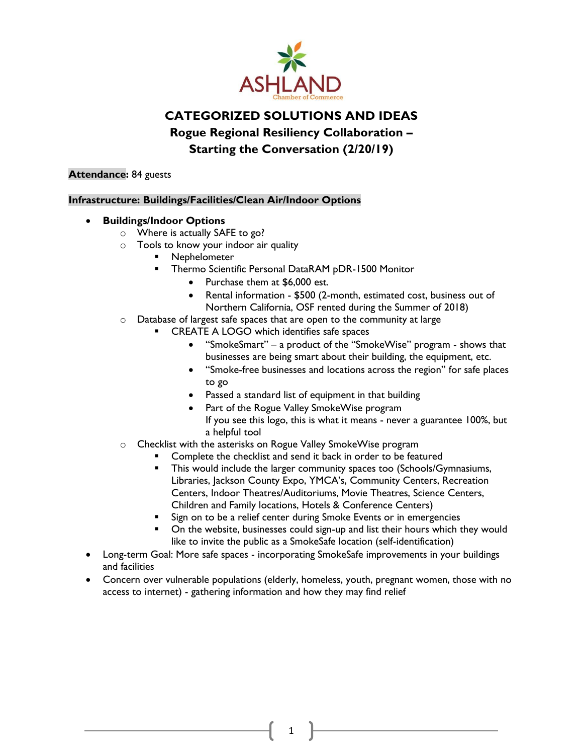ASHLAND
Chamber of Commerce

# CATEGORIZED SOLUTIONS AND IDEAS

## Rogue Regional Resiliency Collaboration – Starting the Conversation (2/20/19)

**Attendance:** 84 guests

**Infrastructure: Buildings/Facilities/Clean Air/Indoor Options**

- **Buildings/Indoor Options**
  - Where is actually SAFE to go?
  - Tools to know your indoor air quality
    - Nephelometer
    - Thermo Scientific Personal DataRAM pDR-1500 Monitor
      - Purchase them at $6,000 est.
      - Rental information - $500 (2-month, estimated cost, business out of Northern California, OSF rented during the Summer of 2018)
  - Database of largest safe spaces that are open to the community at large
    - CREATE A LOGO which identifies safe spaces
      - "SmokeSmart" – a product of the "SmokeWise" program - shows that businesses are being smart about their building, the equipment, etc.
      - "Smoke-free businesses and locations across the region" for safe places to go
      - Passed a standard list of equipment in that building
      - Part of the Rogue Valley SmokeWise program
        If you see this logo, this is what it means - never a guarantee 100%, but a helpful tool
  - Checklist with the asterisks on Rogue Valley SmokeWise program
    - Complete the checklist and send it back in order to be featured
    - This would include the larger community spaces too (Schools/Gymnasiums, Libraries, Jackson County Expo, YMCA's, Community Centers, Recreation Centers, Indoor Theatres/Auditoriums, Movie Theatres, Science Centers, Children and Family locations, Hotels & Conference Centers)
    - Sign on to be a relief center during Smoke Events or in emergencies
    - On the website, businesses could sign-up and list their hours which they would like to invite the public as a SmokeSafe location (self-identification)
- Long-term Goal: More safe spaces - incorporating SmokeSafe improvements in your buildings and facilities
- Concern over vulnerable populations (elderly, homeless, youth, pregnant women, those with no access to internet) - gathering information and how they may find relief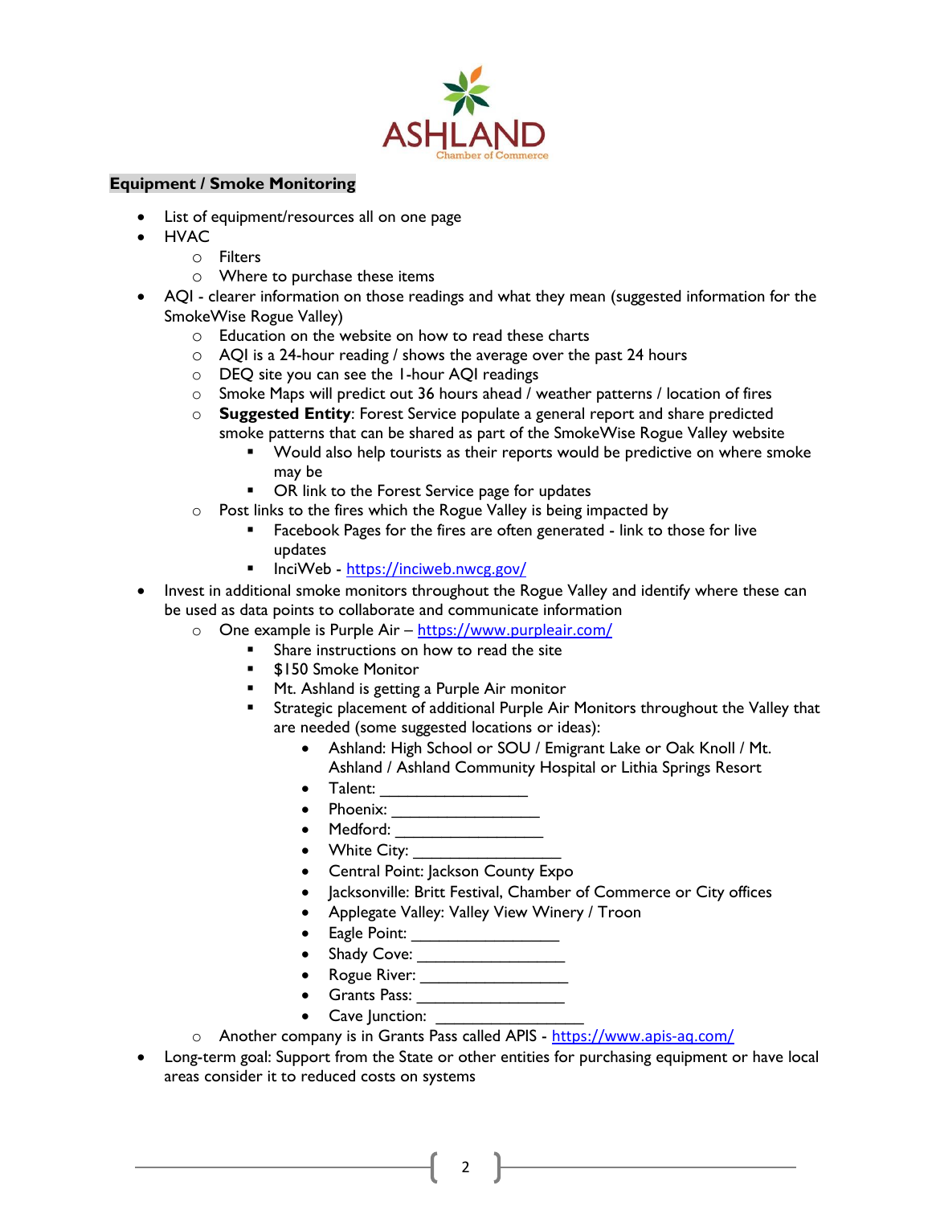**Equipment / Smoke Monitoring**

- List of equipment/resources all on one page
- HVAC
  - Filters
  - Where to purchase these items
- AQI - clearer information on those readings and what they mean (suggested information for the SmokeWise Rogue Valley)
  - Education on the website on how to read these charts
  - AQI is a 24-hour reading / shows the average over the past 24 hours
  - DEQ site you can see the 1-hour AQI readings
  - Smoke Maps will predict out 36 hours ahead / weather patterns / location of fires
  - **Suggested Entity**: Forest Service populate a general report and share predicted smoke patterns that can be shared as part of the SmokeWise Rogue Valley website
    - Would also help tourists as their reports would be predictive on where smoke may be
    - OR link to the Forest Service page for updates
  - Post links to the fires which the Rogue Valley is being impacted by
    - Facebook Pages for the fires are often generated - link to those for live updates
    - InciWeb - https://inciweb.nwcg.gov/
- Invest in additional smoke monitors throughout the Rogue Valley and identify where these can be used as data points to collaborate and communicate information
  - One example is Purple Air – https://www.purpleair.com/
    - Share instructions on how to read the site
    - $150 Smoke Monitor
    - Mt. Ashland is getting a Purple Air monitor
    - Strategic placement of additional Purple Air Monitors throughout the Valley that are needed (some suggested locations or ideas):
      - Ashland: High School or SOU / Emigrant Lake or Oak Knoll / Mt. Ashland / Ashland Community Hospital or Lithia Springs Resort
      - Talent: ________________
      - Phoenix: ________________
      - Medford: ________________
      - White City: ________________
      - Central Point: Jackson County Expo
      - Jacksonville: Britt Festival, Chamber of Commerce or City offices
      - Applegate Valley: Valley View Winery / Troon
      - Eagle Point: ________________
      - Shady Cove: ________________
      - Rogue River: ________________
      - Grants Pass: ________________
      - Cave Junction: ________________
  - Another company is in Grants Pass called APIS - https://www.apis-aq.com/
- Long-term goal: Support from the State or other entities for purchasing equipment or have local areas consider it to reduced costs on systems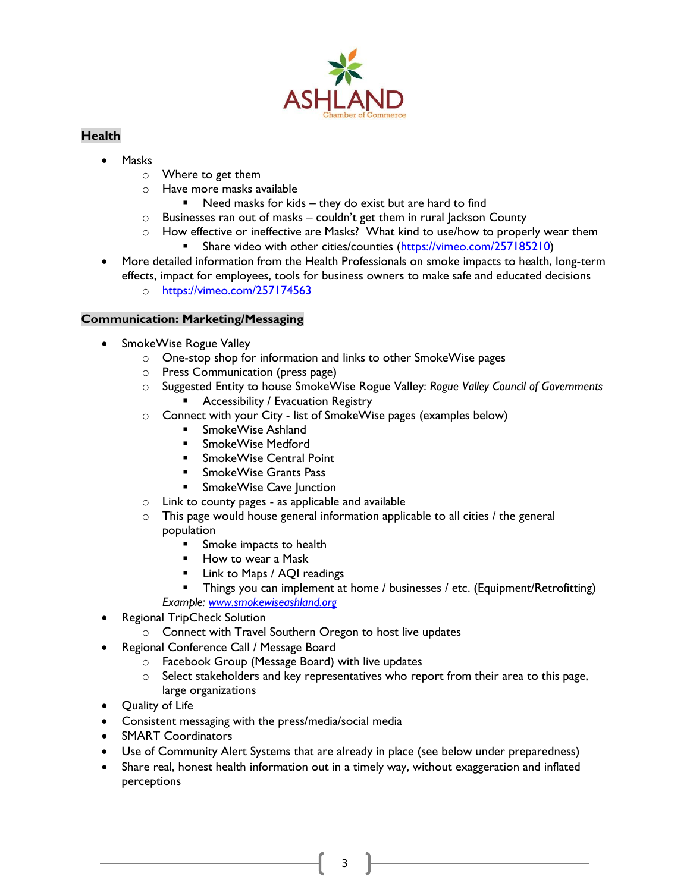**Health**

- Masks
  - Where to get them
  - Have more masks available
    - Need masks for kids – they do exist but are hard to find
  - Businesses ran out of masks – couldn't get them in rural Jackson County
  - How effective or ineffective are Masks? What kind to use/how to properly wear them
    - Share video with other cities/counties (https://vimeo.com/257185210)
- More detailed information from the Health Professionals on smoke impacts to health, long-term effects, impact for employees, tools for business owners to make safe and educated decisions
  - https://vimeo.com/257174563

**Communication: Marketing/Messaging**

- SmokeWise Rogue Valley
  - One-stop shop for information and links to other SmokeWise pages
  - Press Communication (press page)
  - Suggested Entity to house SmokeWise Rogue Valley: *Rogue Valley Council of Governments*
    - Accessibility / Evacuation Registry
  - Connect with your City - list of SmokeWise pages (examples below)
    - SmokeWise Ashland
    - SmokeWise Medford
    - SmokeWise Central Point
    - SmokeWise Grants Pass
    - SmokeWise Cave Junction
  - Link to county pages - as applicable and available
  - This page would house general information applicable to all cities / the general population
    - Smoke impacts to health
    - How to wear a Mask
    - Link to Maps / AQI readings
    - Things you can implement at home / businesses / etc. (Equipment/Retrofitting)

    *Example: www.smokewiseashland.org*
- Regional TripCheck Solution
  - Connect with Travel Southern Oregon to host live updates
- Regional Conference Call / Message Board
  - Facebook Group (Message Board) with live updates
  - Select stakeholders and key representatives who report from their area to this page, large organizations
- Quality of Life
- Consistent messaging with the press/media/social media
- SMART Coordinators
- Use of Community Alert Systems that are already in place (see below under preparedness)
- Share real, honest health information out in a timely way, without exaggeration and inflated perceptions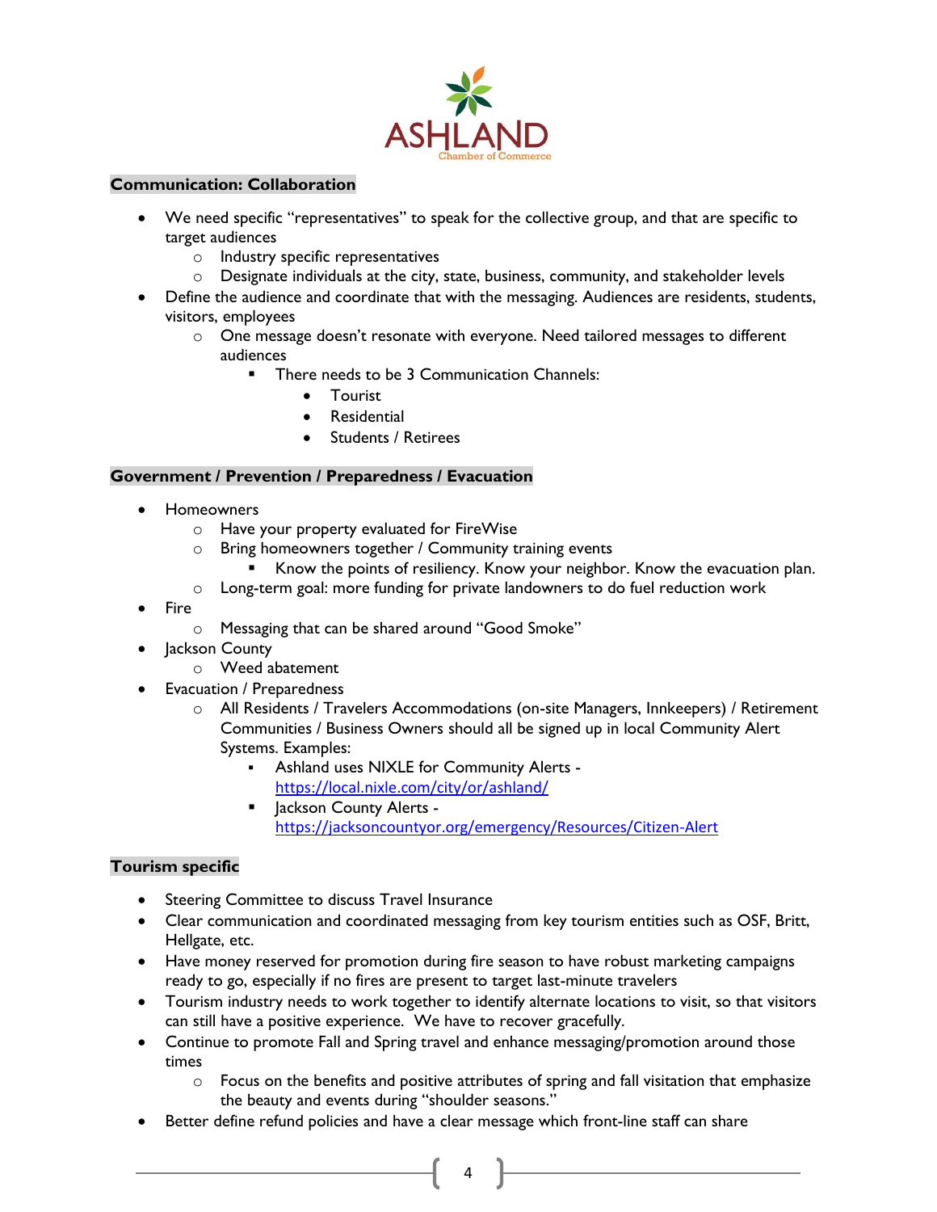ASHLAND
Chamber of Commerce

**Communication: Collaboration**

- We need specific "representatives" to speak for the collective group, and that are specific to target audiences
  - Industry specific representatives
  - Designate individuals at the city, state, business, community, and stakeholder levels
- Define the audience and coordinate that with the messaging. Audiences are residents, students, visitors, employees
  - One message doesn't resonate with everyone. Need tailored messages to different audiences
    - There needs to be 3 Communication Channels:
      - Tourist
      - Residential
      - Students / Retirees

**Government / Prevention / Preparedness / Evacuation**

- Homeowners
  - Have your property evaluated for FireWise
  - Bring homeowners together / Community training events
    - Know the points of resiliency. Know your neighbor. Know the evacuation plan.
  - Long-term goal: more funding for private landowners to do fuel reduction work
- Fire
  - Messaging that can be shared around "Good Smoke"
- Jackson County
  - Weed abatement
- Evacuation / Preparedness
  - All Residents / Travelers Accommodations (on-site Managers, Innkeepers) / Retirement Communities / Business Owners should all be signed up in local Community Alert Systems. Examples:
    - Ashland uses NIXLE for Community Alerts - https://local.nixle.com/city/or/ashland/
    - Jackson County Alerts - https://jacksoncountyor.org/emergency/Resources/Citizen-Alert

**Tourism specific**

- Steering Committee to discuss Travel Insurance
- Clear communication and coordinated messaging from key tourism entities such as OSF, Britt, Hellgate, etc.
- Have money reserved for promotion during fire season to have robust marketing campaigns ready to go, especially if no fires are present to target last-minute travelers
- Tourism industry needs to work together to identify alternate locations to visit, so that visitors can still have a positive experience. We have to recover gracefully.
- Continue to promote Fall and Spring travel and enhance messaging/promotion around those times
  - Focus on the benefits and positive attributes of spring and fall visitation that emphasize the beauty and events during "shoulder seasons."
- Better define refund policies and have a clear message which front-line staff can share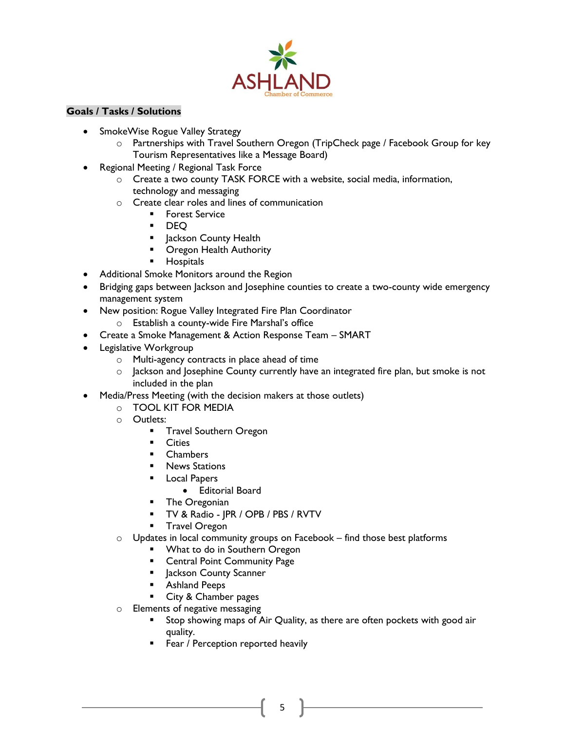## Goals / Tasks / Solutions

- SmokeWise Rogue Valley Strategy
  - Partnerships with Travel Southern Oregon (TripCheck page / Facebook Group for key Tourism Representatives like a Message Board)
- Regional Meeting / Regional Task Force
  - Create a two county TASK FORCE with a website, social media, information, technology and messaging
  - Create clear roles and lines of communication
    - Forest Service
    - DEQ
    - Jackson County Health
    - Oregon Health Authority
    - Hospitals
- Additional Smoke Monitors around the Region
- Bridging gaps between Jackson and Josephine counties to create a two-county wide emergency management system
- New position: Rogue Valley Integrated Fire Plan Coordinator
  - Establish a county-wide Fire Marshal's office
- Create a Smoke Management & Action Response Team – SMART
- Legislative Workgroup
  - Multi-agency contracts in place ahead of time
  - Jackson and Josephine County currently have an integrated fire plan, but smoke is not included in the plan
- Media/Press Meeting (with the decision makers at those outlets)
  - TOOL KIT FOR MEDIA
  - Outlets:
    - Travel Southern Oregon
    - Cities
    - Chambers
    - News Stations
    - Local Papers
      - Editorial Board
    - The Oregonian
    - TV & Radio - JPR / OPB / PBS / RVTV
    - Travel Oregon
  - Updates in local community groups on Facebook – find those best platforms
    - What to do in Southern Oregon
    - Central Point Community Page
    - Jackson County Scanner
    - Ashland Peeps
    - City & Chamber pages
  - Elements of negative messaging
    - Stop showing maps of Air Quality, as there are often pockets with good air quality.
    - Fear / Perception reported heavily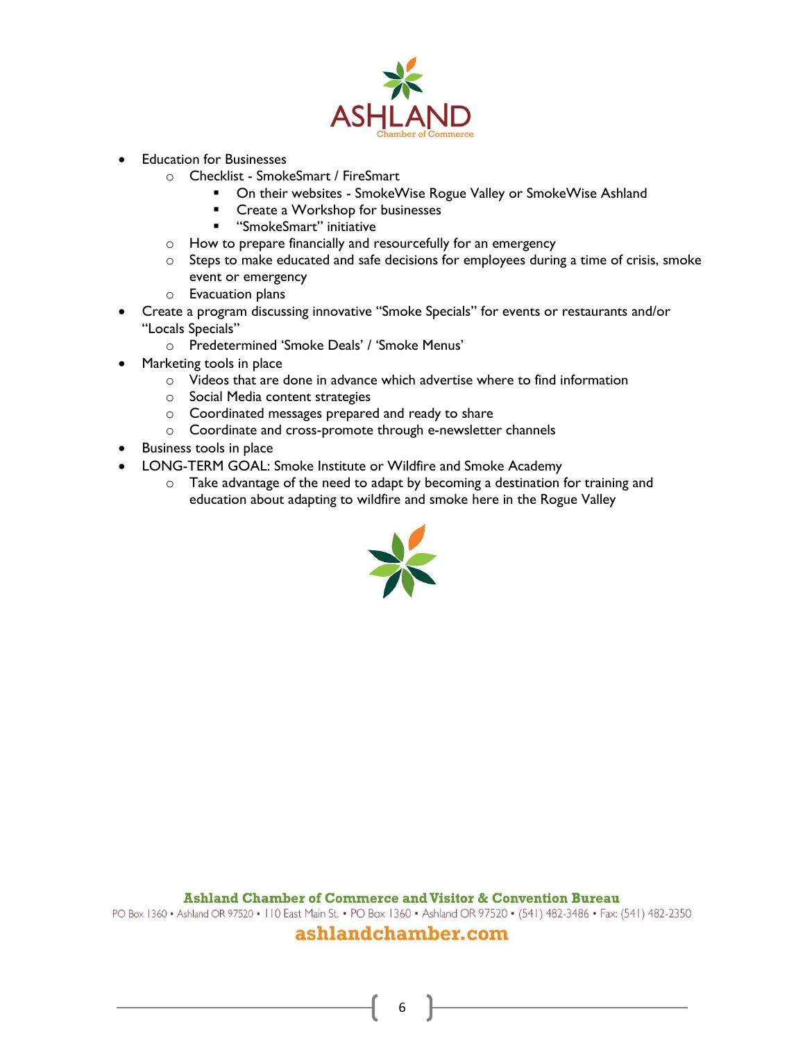- Education for Businesses
  - Checklist - SmokeSmart / FireSmart
    - On their websites - SmokeWise Rogue Valley or SmokeWise Ashland
    - Create a Workshop for businesses
    - "SmokeSmart" initiative
  - How to prepare financially and resourcefully for an emergency
  - Steps to make educated and safe decisions for employees during a time of crisis, smoke event or emergency
  - Evacuation plans
- Create a program discussing innovative "Smoke Specials" for events or restaurants and/or "Locals Specials"
  - Predetermined 'Smoke Deals' / 'Smoke Menus'
- Marketing tools in place
  - Videos that are done in advance which advertise where to find information
  - Social Media content strategies
  - Coordinated messages prepared and ready to share
  - Coordinate and cross-promote through e-newsletter channels
- Business tools in place
- LONG-TERM GOAL: Smoke Institute or Wildfire and Smoke Academy
  - Take advantage of the need to adapt by becoming a destination for training and education about adapting to wildfire and smoke here in the Rogue Valley